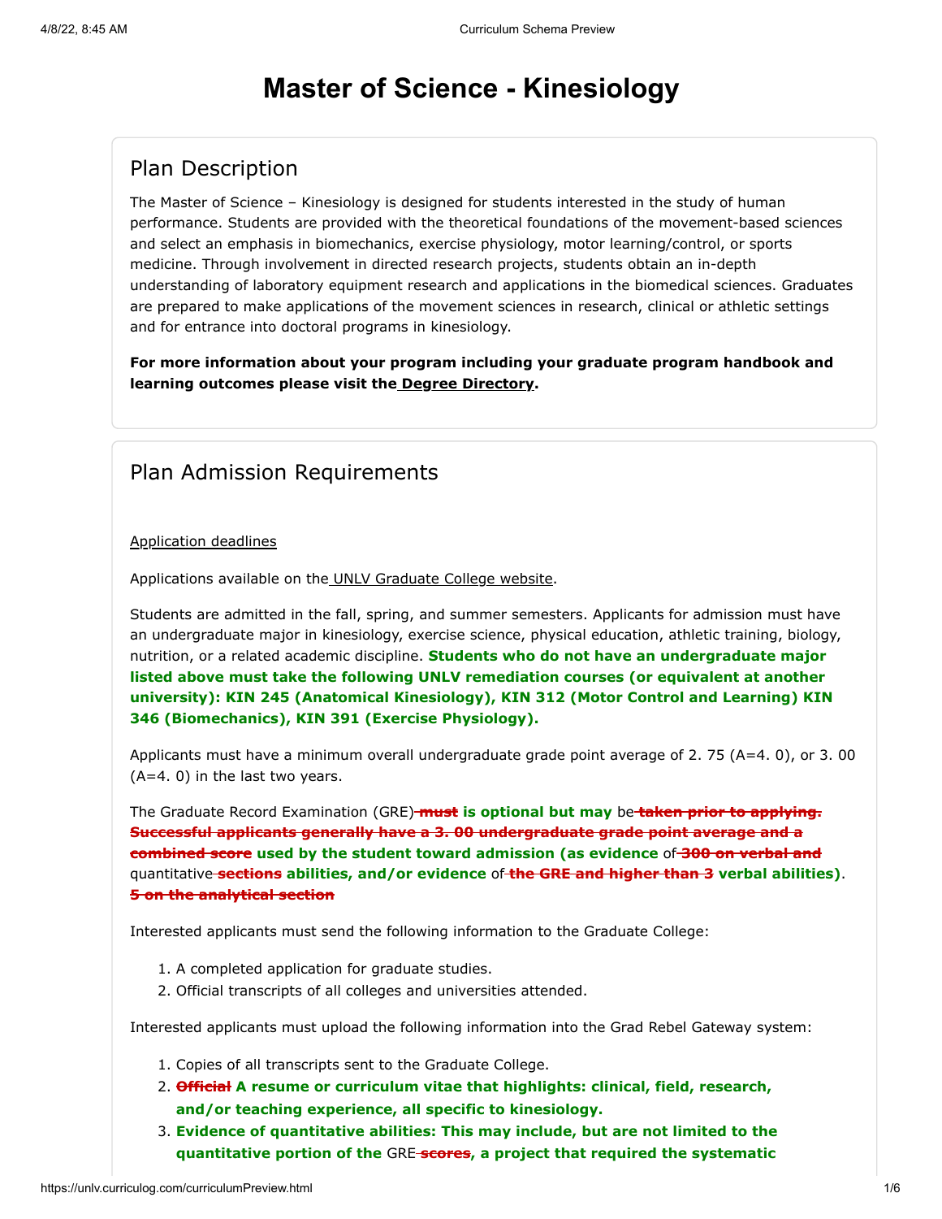# Master of Science - Kinesiology

## Plan Description

The Master of Science – Kinesiology is designed for students interested in the study of human performance. Students are provided with the theoretical foundations of the movement-based sciences and select an emphasis in biomechanics, exercise physiology, motor learning/control, or sports medicine. Through involvement in directed research projects, students obtain an in-depth understanding of laboratory equipment research and applications in the biomedical sciences. Graduates are prepared to make applications of the movement sciences in research, clinical or athletic settings and for entrance into doctoral programs in kinesiology.

**For more information about your program including your graduate program handbook and learning outcomes please visit the Degree Directory.**

## Plan Admission Requirements

Application deadlines

Applications available on the UNLV Graduate College website.

Students are admitted in the fall, spring, and summer semesters. Applicants for admission must have an undergraduate major in kinesiology, exercise science, physical education, athletic training, biology, nutrition, or a related academic discipline. **Students who do not have an undergraduate major listed above must take the following UNLV remediation courses (or equivalent at another university): KIN 245 (Anatomical Kinesiology), KIN 312 (Motor Control and Learning) KIN 346 (Biomechanics), KIN 391 (Exercise Physiology).**

Applicants must have a minimum overall undergraduate grade point average of 2. 75 (A=4. 0), or 3. 00 (A=4. 0) in the last two years.

The Graduate Record Examination (GRE) ~~must~~ **is optional but may** be ~~taken prior to applying. Successful applicants generally have a 3. 00 undergraduate grade point average and a combined score~~ **used by the student toward admission (as evidence** of ~~300 on verbal and~~ quantitative ~~sections~~ **abilities, and/or evidence** of ~~the GRE and higher than 3~~ **verbal abilities)**. ~~5 on the analytical section~~

Interested applicants must send the following information to the Graduate College:

1. A completed application for graduate studies.
2. Official transcripts of all colleges and universities attended.

Interested applicants must upload the following information into the Grad Rebel Gateway system:

1. Copies of all transcripts sent to the Graduate College.
2. ~~Official~~ **A resume or curriculum vitae that highlights: clinical, field, research, and/or teaching experience, all specific to kinesiology.**
3. **Evidence of quantitative abilities: This may include, but are not limited to the quantitative portion of the** GRE ~~scores~~**, a project that required the systematic**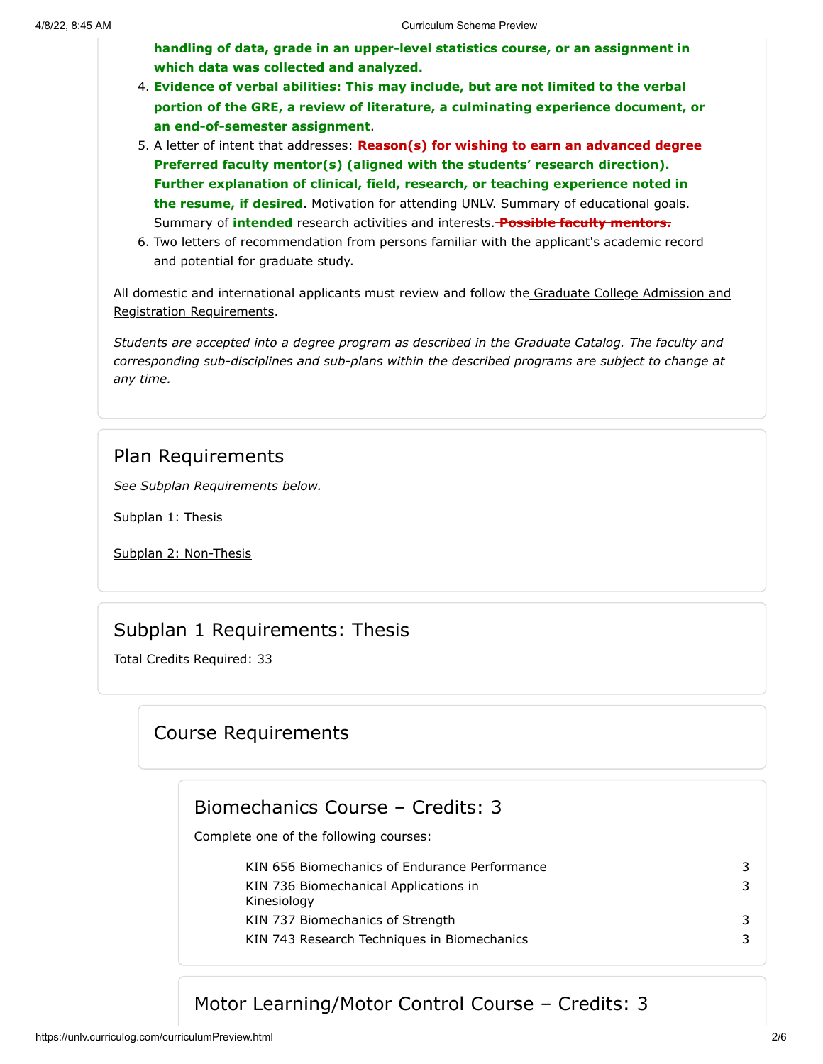**handling of data, grade in an upper-level statistics course, or an assignment in which data was collected and analyzed.**

4. **Evidence of verbal abilities: This may include, but are not limited to the verbal portion of the GRE, a review of literature, a culminating experience document, or an end-of-semester assignment**.
5. A letter of intent that addresses: ~~**Reason(s) for wishing to earn an advanced degree**~~ **Preferred faculty mentor(s) (aligned with the students' research direction). Further explanation of clinical, field, research, or teaching experience noted in the resume, if desired**. Motivation for attending UNLV. Summary of educational goals. Summary of **intended** research activities and interests. ~~**Possible faculty mentors.**~~
6. Two letters of recommendation from persons familiar with the applicant's academic record and potential for graduate study.

All domestic and international applicants must review and follow the Graduate College Admission and Registration Requirements.

*Students are accepted into a degree program as described in the Graduate Catalog. The faculty and corresponding sub-disciplines and sub-plans within the described programs are subject to change at any time.*

## Plan Requirements

*See Subplan Requirements below.*

Subplan 1: Thesis

Subplan 2: Non-Thesis

## Subplan 1 Requirements: Thesis

Total Credits Required: 33

### Course Requirements

#### Biomechanics Course – Credits: 3

Complete one of the following courses:

| | |
|---|---|
| KIN 656 Biomechanics of Endurance Performance | 3 |
| KIN 736 Biomechanical Applications in Kinesiology | 3 |
| KIN 737 Biomechanics of Strength | 3 |
| KIN 743 Research Techniques in Biomechanics | 3 |

#### Motor Learning/Motor Control Course – Credits: 3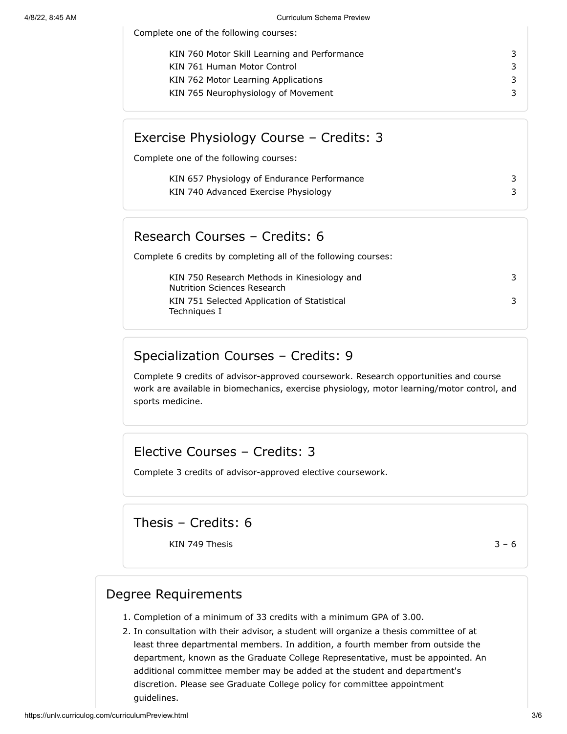Complete one of the following courses:

| Course | Credits |
| --- | --- |
| KIN 760 Motor Skill Learning and Performance | 3 |
| KIN 761 Human Motor Control | 3 |
| KIN 762 Motor Learning Applications | 3 |
| KIN 765 Neurophysiology of Movement | 3 |

## Exercise Physiology Course – Credits: 3

Complete one of the following courses:

| Course | Credits |
| --- | --- |
| KIN 657 Physiology of Endurance Performance | 3 |
| KIN 740 Advanced Exercise Physiology | 3 |

## Research Courses – Credits: 6

Complete 6 credits by completing all of the following courses:

| Course | Credits |
| --- | --- |
| KIN 750 Research Methods in Kinesiology and Nutrition Sciences Research | 3 |
| KIN 751 Selected Application of Statistical Techniques I | 3 |

## Specialization Courses – Credits: 9

Complete 9 credits of advisor-approved coursework. Research opportunities and course work are available in biomechanics, exercise physiology, motor learning/motor control, and sports medicine.

## Elective Courses – Credits: 3

Complete 3 credits of advisor-approved elective coursework.

## Thesis – Credits: 6

| Course | Credits |
| --- | --- |
| KIN 749 Thesis | 3 – 6 |

# Degree Requirements

1. Completion of a minimum of 33 credits with a minimum GPA of 3.00.
2. In consultation with their advisor, a student will organize a thesis committee of at least three departmental members. In addition, a fourth member from outside the department, known as the Graduate College Representative, must be appointed. An additional committee member may be added at the student and department's discretion. Please see Graduate College policy for committee appointment guidelines.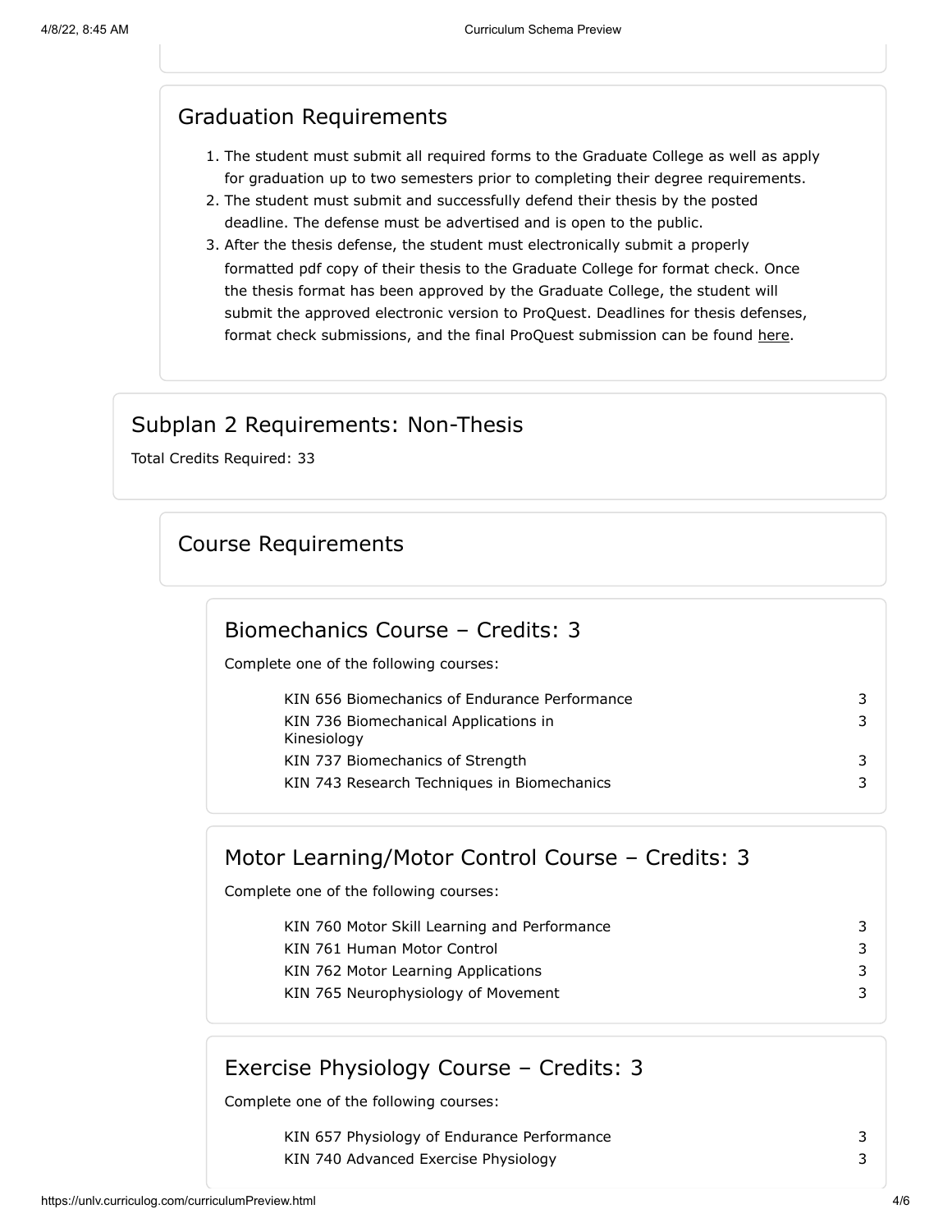## Graduation Requirements

1. The student must submit all required forms to the Graduate College as well as apply for graduation up to two semesters prior to completing their degree requirements.
2. The student must submit and successfully defend their thesis by the posted deadline. The defense must be advertised and is open to the public.
3. After the thesis defense, the student must electronically submit a properly formatted pdf copy of their thesis to the Graduate College for format check. Once the thesis format has been approved by the Graduate College, the student will submit the approved electronic version to ProQuest. Deadlines for thesis defenses, format check submissions, and the final ProQuest submission can be found here.

## Subplan 2 Requirements: Non-Thesis

Total Credits Required: 33

### Course Requirements

#### Biomechanics Course – Credits: 3

Complete one of the following courses:

| | |
|---|---|
| KIN 656 Biomechanics of Endurance Performance | 3 |
| KIN 736 Biomechanical Applications in Kinesiology | 3 |
| KIN 737 Biomechanics of Strength | 3 |
| KIN 743 Research Techniques in Biomechanics | 3 |

#### Motor Learning/Motor Control Course – Credits: 3

Complete one of the following courses:

| | |
|---|---|
| KIN 760 Motor Skill Learning and Performance | 3 |
| KIN 761 Human Motor Control | 3 |
| KIN 762 Motor Learning Applications | 3 |
| KIN 765 Neurophysiology of Movement | 3 |

#### Exercise Physiology Course – Credits: 3

Complete one of the following courses:

| | |
|---|---|
| KIN 657 Physiology of Endurance Performance | 3 |
| KIN 740 Advanced Exercise Physiology | 3 |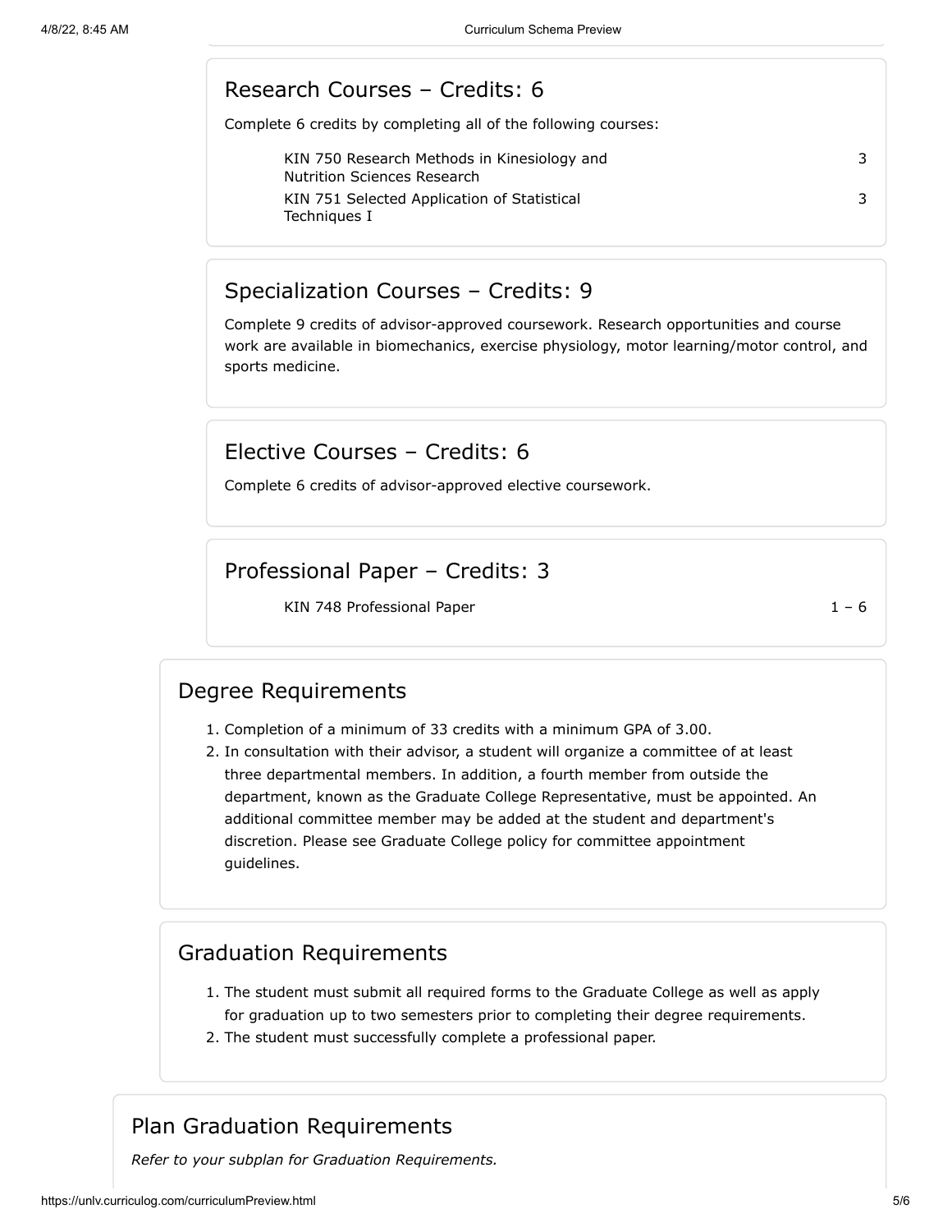### Research Courses – Credits: 6

Complete 6 credits by completing all of the following courses:

| | |
|---|---|
| KIN 750 Research Methods in Kinesiology and Nutrition Sciences Research | 3 |
| KIN 751 Selected Application of Statistical Techniques I | 3 |

### Specialization Courses – Credits: 9

Complete 9 credits of advisor-approved coursework. Research opportunities and course work are available in biomechanics, exercise physiology, motor learning/motor control, and sports medicine.

### Elective Courses – Credits: 6

Complete 6 credits of advisor-approved elective coursework.

### Professional Paper – Credits: 3

| | |
|---|---|
| KIN 748 Professional Paper | 1 – 6 |

## Degree Requirements

1. Completion of a minimum of 33 credits with a minimum GPA of 3.00.
2. In consultation with their advisor, a student will organize a committee of at least three departmental members. In addition, a fourth member from outside the department, known as the Graduate College Representative, must be appointed. An additional committee member may be added at the student and department's discretion. Please see Graduate College policy for committee appointment guidelines.

## Graduation Requirements

1. The student must submit all required forms to the Graduate College as well as apply for graduation up to two semesters prior to completing their degree requirements.
2. The student must successfully complete a professional paper.

## Plan Graduation Requirements

*Refer to your subplan for Graduation Requirements.*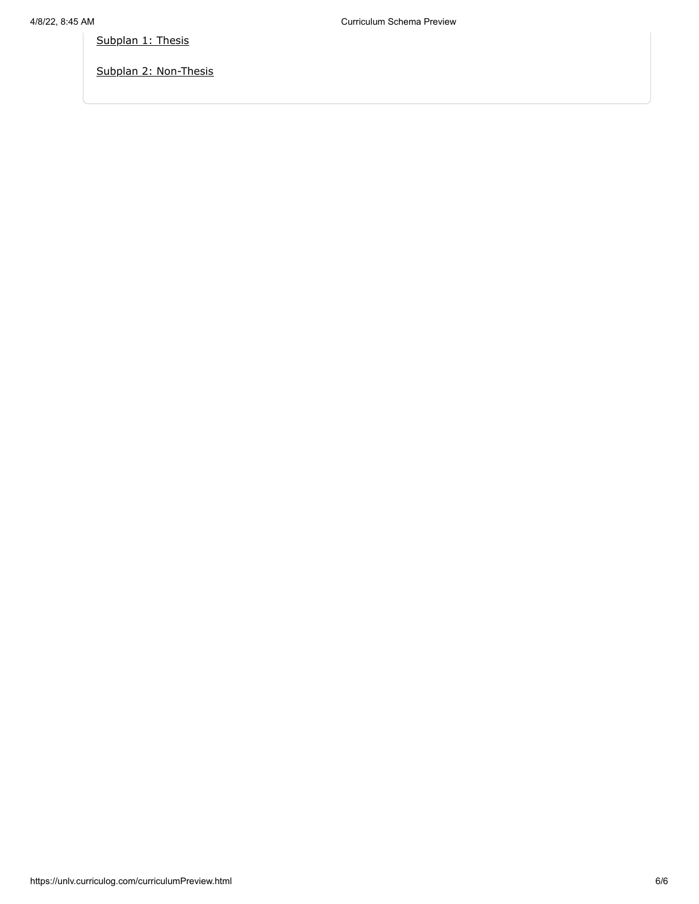Subplan 1: Thesis

Subplan 2: Non-Thesis